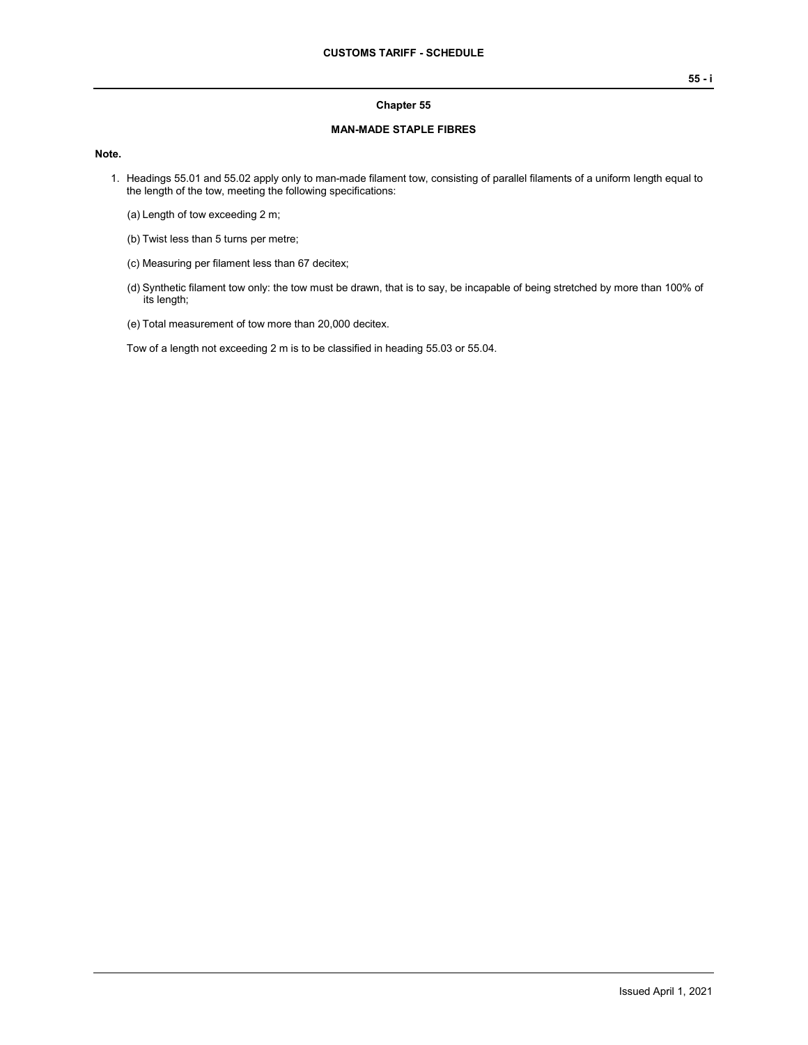# Chapter 55

## MAN-MADE STAPLE FIBRES

**Note.**

1. Headings 55.01 and 55.02 apply only to man-made filament tow, consisting of parallel filaments of a uniform length equal to the length of the tow, meeting the following specifications:

   (a) Length of tow exceeding 2 m;

   (b) Twist less than 5 turns per metre;

   (c) Measuring per filament less than 67 decitex;

   (d) Synthetic filament tow only: the tow must be drawn, that is to say, be incapable of being stretched by more than 100% of its length;

   (e) Total measurement of tow more than 20,000 decitex.

   Tow of a length not exceeding 2 m is to be classified in heading 55.03 or 55.04.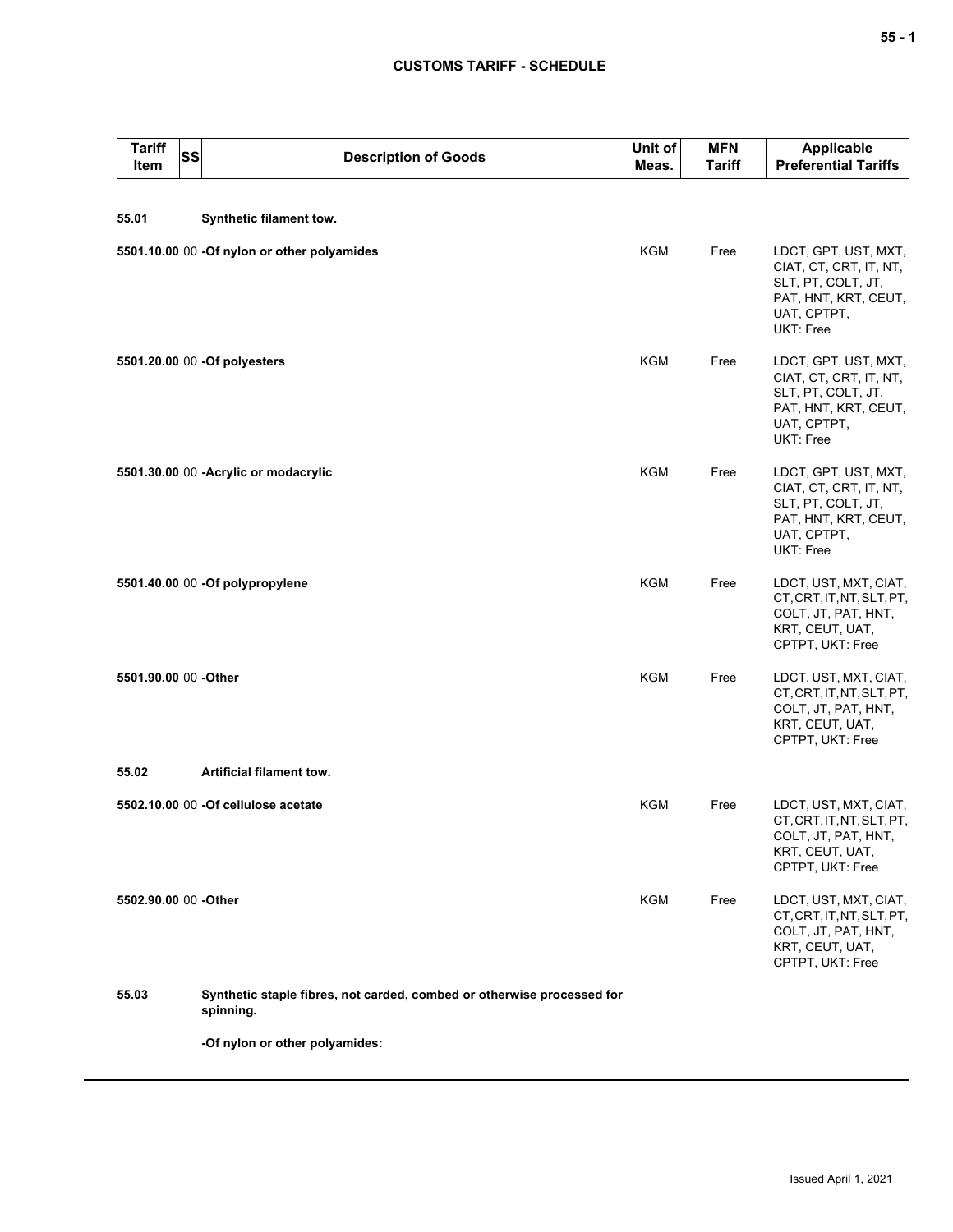| Tariff Item | SS | Description of Goods | Unit of Meas. | MFN Tariff | Applicable Preferential Tariffs |
|---|---|---|---|---|---|
| **55.01** | | **Synthetic filament tow.** | | | |
| **5501.10.00** | 00 | **-Of nylon or other polyamides** | KGM | Free | LDCT, GPT, UST, MXT, CIAT, CT, CRT, IT, NT, SLT, PT, COLT, JT, PAT, HNT, KRT, CEUT, UAT, CPTPT, UKT: Free |
| **5501.20.00** | 00 | **-Of polyesters** | KGM | Free | LDCT, GPT, UST, MXT, CIAT, CT, CRT, IT, NT, SLT, PT, COLT, JT, PAT, HNT, KRT, CEUT, UAT, CPTPT, UKT: Free |
| **5501.30.00** | 00 | **-Acrylic or modacrylic** | KGM | Free | LDCT, GPT, UST, MXT, CIAT, CT, CRT, IT, NT, SLT, PT, COLT, JT, PAT, HNT, KRT, CEUT, UAT, CPTPT, UKT: Free |
| **5501.40.00** | 00 | **-Of polypropylene** | KGM | Free | LDCT, UST, MXT, CIAT, CT, CRT, IT, NT, SLT, PT, COLT, JT, PAT, HNT, KRT, CEUT, UAT, CPTPT, UKT: Free |
| **5501.90.00** | 00 | **-Other** | KGM | Free | LDCT, UST, MXT, CIAT, CT, CRT, IT, NT, SLT, PT, COLT, JT, PAT, HNT, KRT, CEUT, UAT, CPTPT, UKT: Free |
| **55.02** | | **Artificial filament tow.** | | | |
| **5502.10.00** | 00 | **-Of cellulose acetate** | KGM | Free | LDCT, UST, MXT, CIAT, CT, CRT, IT, NT, SLT, PT, COLT, JT, PAT, HNT, KRT, CEUT, UAT, CPTPT, UKT: Free |
| **5502.90.00** | 00 | **-Other** | KGM | Free | LDCT, UST, MXT, CIAT, CT, CRT, IT, NT, SLT, PT, COLT, JT, PAT, HNT, KRT, CEUT, UAT, CPTPT, UKT: Free |
| **55.03** | | **Synthetic staple fibres, not carded, combed or otherwise processed for spinning.** | | | |
| | | **-Of nylon or other polyamides:** | | | |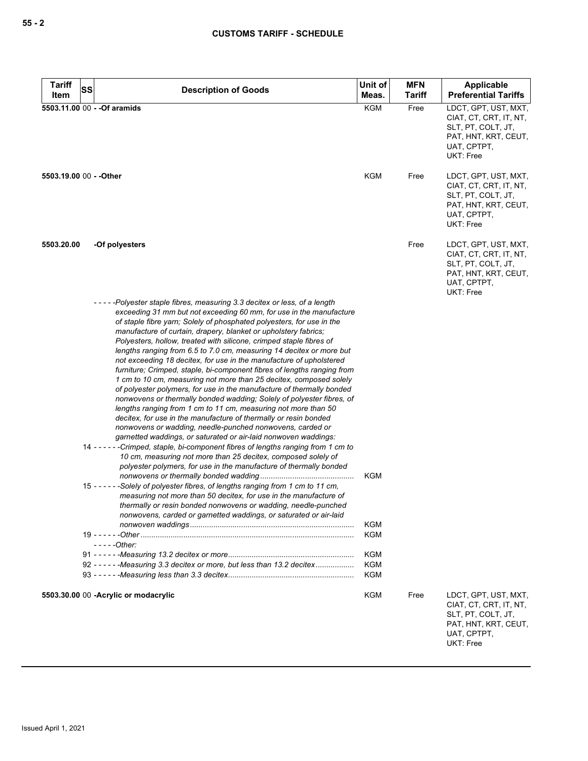| Tariff Item | SS | Description of Goods | Unit of Meas. | MFN Tariff | Applicable Preferential Tariffs |
|---|---|---|---|---|---|
| 5503.11.00 | 00 | - -Of aramids | KGM | Free | LDCT, GPT, UST, MXT, CIAT, CT, CRT, IT, NT, SLT, PT, COLT, JT, PAT, HNT, KRT, CEUT, UAT, CPTPT, UKT: Free |
| 5503.19.00 | 00 | - -Other | KGM | Free | LDCT, GPT, UST, MXT, CIAT, CT, CRT, IT, NT, SLT, PT, COLT, JT, PAT, HNT, KRT, CEUT, UAT, CPTPT, UKT: Free |
| 5503.20.00 | | -Of polyesters | | Free | LDCT, GPT, UST, MXT, CIAT, CT, CRT, IT, NT, SLT, PT, COLT, JT, PAT, HNT, KRT, CEUT, UAT, CPTPT, UKT: Free |
| | | *- - - - -Polyester staple fibres, measuring 3.3 decitex or less, of a length exceeding 31 mm but not exceeding 60 mm, for use in the manufacture of staple fibre yarn; Solely of phosphated polyesters, for use in the manufacture of curtain, drapery, blanket or upholstery fabrics; Polyesters, hollow, treated with silicone, crimped staple fibres of lengths ranging from 6.5 to 7.0 cm, measuring 14 decitex or more but not exceeding 18 decitex, for use in the manufacture of upholstered furniture; Crimped, staple, bi-component fibres of lengths ranging from 1 cm to 10 cm, measuring not more than 25 decitex, composed solely of polyester polymers, for use in the manufacture of thermally bonded nonwovens or thermally bonded wadding; Solely of polyester fibres, of lengths ranging from 1 cm to 11 cm, measuring not more than 50 decitex, for use in the manufacture of thermally or resin bonded nonwovens or wadding, needle-punched nonwovens, carded or garnetted waddings, or saturated or air-laid nonwoven waddings:* | | | |
| | 14 | *- - - - - -Crimped, staple, bi-component fibres of lengths ranging from 1 cm to 10 cm, measuring not more than 25 decitex, composed solely of polyester polymers, for use in the manufacture of thermally bonded nonwovens or thermally bonded wadding* | KGM | | |
| | 15 | *- - - - - -Solely of polyester fibres, of lengths ranging from 1 cm to 11 cm, measuring not more than 50 decitex, for use in the manufacture of thermally or resin bonded nonwovens or wadding, needle-punched nonwovens, carded or garnetted waddings, or saturated or air-laid nonwoven waddings* | KGM | | |
| | 19 | *- - - - - -Other* | KGM | | |
| | | *- - - - -Other:* | | | |
| | 91 | *- - - - - -Measuring 13.2 decitex or more* | KGM | | |
| | 92 | *- - - - - -Measuring 3.3 decitex or more, but less than 13.2 decitex* | KGM | | |
| | 93 | *- - - - - -Measuring less than 3.3 decitex* | KGM | | |
| 5503.30.00 | 00 | -Acrylic or modacrylic | KGM | Free | LDCT, GPT, UST, MXT, CIAT, CT, CRT, IT, NT, SLT, PT, COLT, JT, PAT, HNT, KRT, CEUT, UAT, CPTPT, UKT: Free |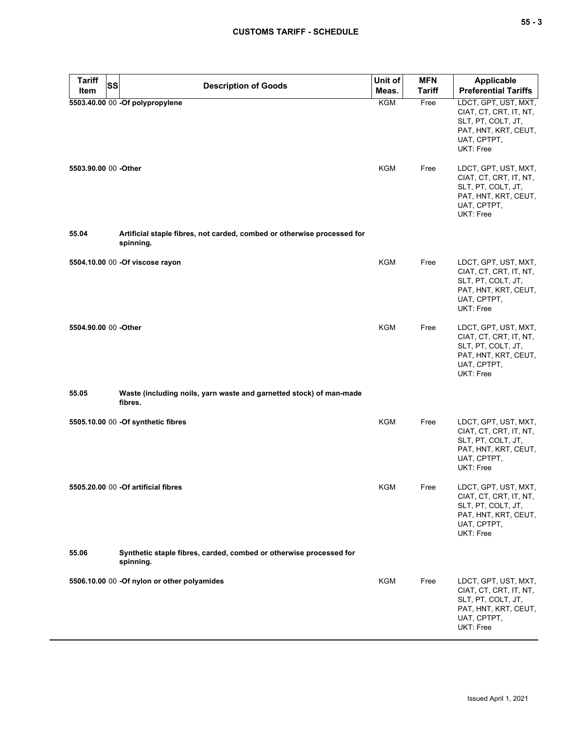| Tariff Item | SS | Description of Goods | Unit of Meas. | MFN Tariff | Applicable Preferential Tariffs |
|---|---|---|---|---|---|
| 5503.40.00 | 00 | -Of polypropylene | KGM | Free | LDCT, GPT, UST, MXT, CIAT, CT, CRT, IT, NT, SLT, PT, COLT, JT, PAT, HNT, KRT, CEUT, UAT, CPTPT, UKT: Free |
| 5503.90.00 | 00 | -Other | KGM | Free | LDCT, GPT, UST, MXT, CIAT, CT, CRT, IT, NT, SLT, PT, COLT, JT, PAT, HNT, KRT, CEUT, UAT, CPTPT, UKT: Free |
| 55.04 | | Artificial staple fibres, not carded, combed or otherwise processed for spinning. | | | |
| 5504.10.00 | 00 | -Of viscose rayon | KGM | Free | LDCT, GPT, UST, MXT, CIAT, CT, CRT, IT, NT, SLT, PT, COLT, JT, PAT, HNT, KRT, CEUT, UAT, CPTPT, UKT: Free |
| 5504.90.00 | 00 | -Other | KGM | Free | LDCT, GPT, UST, MXT, CIAT, CT, CRT, IT, NT, SLT, PT, COLT, JT, PAT, HNT, KRT, CEUT, UAT, CPTPT, UKT: Free |
| 55.05 | | Waste (including noils, yarn waste and garnetted stock) of man-made fibres. | | | |
| 5505.10.00 | 00 | -Of synthetic fibres | KGM | Free | LDCT, GPT, UST, MXT, CIAT, CT, CRT, IT, NT, SLT, PT, COLT, JT, PAT, HNT, KRT, CEUT, UAT, CPTPT, UKT: Free |
| 5505.20.00 | 00 | -Of artificial fibres | KGM | Free | LDCT, GPT, UST, MXT, CIAT, CT, CRT, IT, NT, SLT, PT, COLT, JT, PAT, HNT, KRT, CEUT, UAT, CPTPT, UKT: Free |
| 55.06 | | Synthetic staple fibres, carded, combed or otherwise processed for spinning. | | | |
| 5506.10.00 | 00 | -Of nylon or other polyamides | KGM | Free | LDCT, GPT, UST, MXT, CIAT, CT, CRT, IT, NT, SLT, PT, COLT, JT, PAT, HNT, KRT, CEUT, UAT, CPTPT, UKT: Free |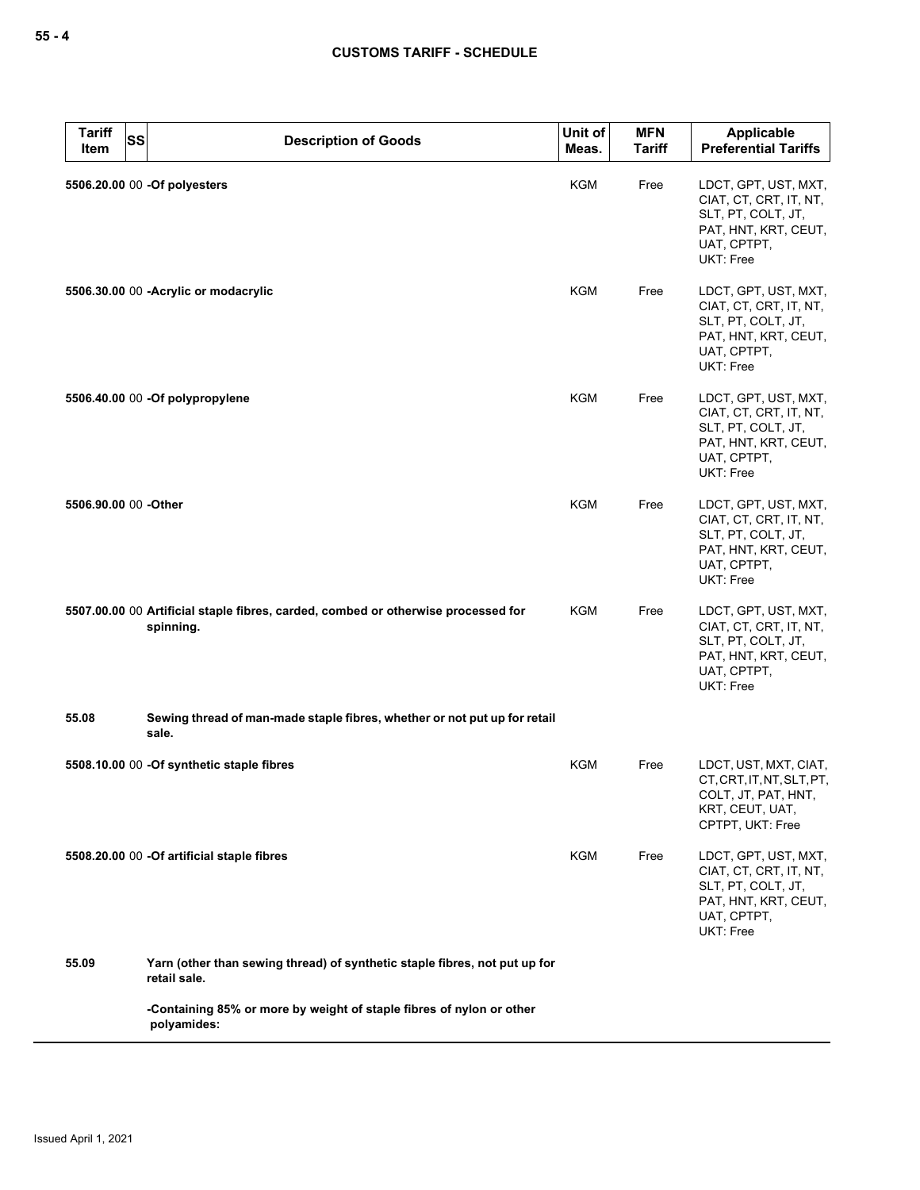| Tariff Item | SS | Description of Goods | Unit of Meas. | MFN Tariff | Applicable Preferential Tariffs |
|---|---|---|---|---|---|
| 5506.20.00 | 00 | **-Of polyesters** | KGM | Free | LDCT, GPT, UST, MXT, CIAT, CT, CRT, IT, NT, SLT, PT, COLT, JT, PAT, HNT, KRT, CEUT, UAT, CPTPT, UKT: Free |
| 5506.30.00 | 00 | **-Acrylic or modacrylic** | KGM | Free | LDCT, GPT, UST, MXT, CIAT, CT, CRT, IT, NT, SLT, PT, COLT, JT, PAT, HNT, KRT, CEUT, UAT, CPTPT, UKT: Free |
| 5506.40.00 | 00 | **-Of polypropylene** | KGM | Free | LDCT, GPT, UST, MXT, CIAT, CT, CRT, IT, NT, SLT, PT, COLT, JT, PAT, HNT, KRT, CEUT, UAT, CPTPT, UKT: Free |
| 5506.90.00 | 00 | **-Other** | KGM | Free | LDCT, GPT, UST, MXT, CIAT, CT, CRT, IT, NT, SLT, PT, COLT, JT, PAT, HNT, KRT, CEUT, UAT, CPTPT, UKT: Free |
| 5507.00.00 | 00 | **Artificial staple fibres, carded, combed or otherwise processed for spinning.** | KGM | Free | LDCT, GPT, UST, MXT, CIAT, CT, CRT, IT, NT, SLT, PT, COLT, JT, PAT, HNT, KRT, CEUT, UAT, CPTPT, UKT: Free |
| 55.08 | | **Sewing thread of man-made staple fibres, whether or not put up for retail sale.** | | | |
| 5508.10.00 | 00 | **-Of synthetic staple fibres** | KGM | Free | LDCT, UST, MXT, CIAT, CT, CRT, IT, NT, SLT, PT, COLT, JT, PAT, HNT, KRT, CEUT, UAT, CPTPT, UKT: Free |
| 5508.20.00 | 00 | **-Of artificial staple fibres** | KGM | Free | LDCT, GPT, UST, MXT, CIAT, CT, CRT, IT, NT, SLT, PT, COLT, JT, PAT, HNT, KRT, CEUT, UAT, CPTPT, UKT: Free |
| 55.09 | | **Yarn (other than sewing thread) of synthetic staple fibres, not put up for retail sale.** | | | |
| | | **-Containing 85% or more by weight of staple fibres of nylon or other polyamides:** | | | |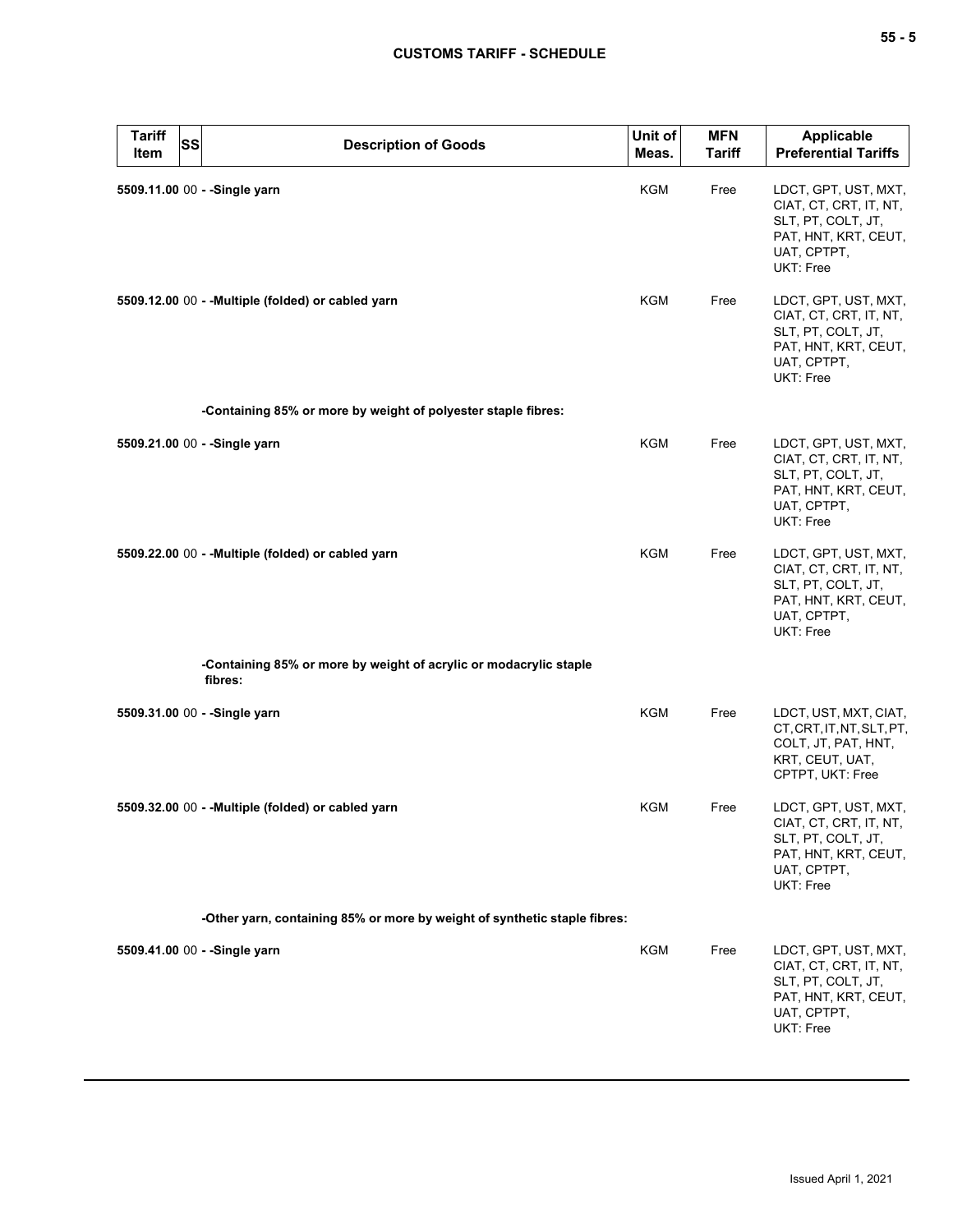| Tariff Item | SS | Description of Goods | Unit of Meas. | MFN Tariff | Applicable Preferential Tariffs |
|---|---|---|---|---|---|
| 5509.11.00 | 00 | - -Single yarn | KGM | Free | LDCT, GPT, UST, MXT, CIAT, CT, CRT, IT, NT, SLT, PT, COLT, JT, PAT, HNT, KRT, CEUT, UAT, CPTPT, UKT: Free |
| 5509.12.00 | 00 | - -Multiple (folded) or cabled yarn | KGM | Free | LDCT, GPT, UST, MXT, CIAT, CT, CRT, IT, NT, SLT, PT, COLT, JT, PAT, HNT, KRT, CEUT, UAT, CPTPT, UKT: Free |
| | | -Containing 85% or more by weight of polyester staple fibres: | | | |
| 5509.21.00 | 00 | - -Single yarn | KGM | Free | LDCT, GPT, UST, MXT, CIAT, CT, CRT, IT, NT, SLT, PT, COLT, JT, PAT, HNT, KRT, CEUT, UAT, CPTPT, UKT: Free |
| 5509.22.00 | 00 | - -Multiple (folded) or cabled yarn | KGM | Free | LDCT, GPT, UST, MXT, CIAT, CT, CRT, IT, NT, SLT, PT, COLT, JT, PAT, HNT, KRT, CEUT, UAT, CPTPT, UKT: Free |
| | | -Containing 85% or more by weight of acrylic or modacrylic staple fibres: | | | |
| 5509.31.00 | 00 | - -Single yarn | KGM | Free | LDCT, UST, MXT, CIAT, CT, CRT, IT, NT, SLT, PT, COLT, JT, PAT, HNT, KRT, CEUT, UAT, CPTPT, UKT: Free |
| 5509.32.00 | 00 | - -Multiple (folded) or cabled yarn | KGM | Free | LDCT, GPT, UST, MXT, CIAT, CT, CRT, IT, NT, SLT, PT, COLT, JT, PAT, HNT, KRT, CEUT, UAT, CPTPT, UKT: Free |
| | | -Other yarn, containing 85% or more by weight of synthetic staple fibres: | | | |
| 5509.41.00 | 00 | - -Single yarn | KGM | Free | LDCT, GPT, UST, MXT, CIAT, CT, CRT, IT, NT, SLT, PT, COLT, JT, PAT, HNT, KRT, CEUT, UAT, CPTPT, UKT: Free |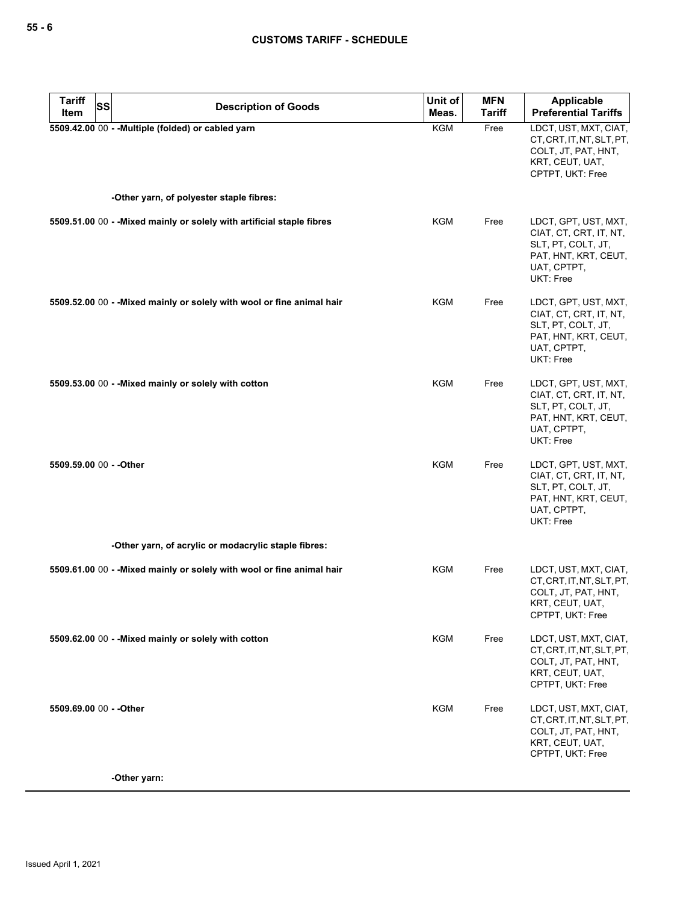| Tariff Item | SS | Description of Goods | Unit of Meas. | MFN Tariff | Applicable Preferential Tariffs |
|---|---|---|---|---|---|
| 5509.42.00 | 00 | - -Multiple (folded) or cabled yarn | KGM | Free | LDCT, UST, MXT, CIAT, CT, CRT, IT, NT, SLT, PT, COLT, JT, PAT, HNT, KRT, CEUT, UAT, CPTPT, UKT: Free |
| | | -Other yarn, of polyester staple fibres: | | | |
| 5509.51.00 | 00 | - -Mixed mainly or solely with artificial staple fibres | KGM | Free | LDCT, GPT, UST, MXT, CIAT, CT, CRT, IT, NT, SLT, PT, COLT, JT, PAT, HNT, KRT, CEUT, UAT, CPTPT, UKT: Free |
| 5509.52.00 | 00 | - -Mixed mainly or solely with wool or fine animal hair | KGM | Free | LDCT, GPT, UST, MXT, CIAT, CT, CRT, IT, NT, SLT, PT, COLT, JT, PAT, HNT, KRT, CEUT, UAT, CPTPT, UKT: Free |
| 5509.53.00 | 00 | - -Mixed mainly or solely with cotton | KGM | Free | LDCT, GPT, UST, MXT, CIAT, CT, CRT, IT, NT, SLT, PT, COLT, JT, PAT, HNT, KRT, CEUT, UAT, CPTPT, UKT: Free |
| 5509.59.00 | 00 | - -Other | KGM | Free | LDCT, GPT, UST, MXT, CIAT, CT, CRT, IT, NT, SLT, PT, COLT, JT, PAT, HNT, KRT, CEUT, UAT, CPTPT, UKT: Free |
| | | -Other yarn, of acrylic or modacrylic staple fibres: | | | |
| 5509.61.00 | 00 | - -Mixed mainly or solely with wool or fine animal hair | KGM | Free | LDCT, UST, MXT, CIAT, CT, CRT, IT, NT, SLT, PT, COLT, JT, PAT, HNT, KRT, CEUT, UAT, CPTPT, UKT: Free |
| 5509.62.00 | 00 | - -Mixed mainly or solely with cotton | KGM | Free | LDCT, UST, MXT, CIAT, CT, CRT, IT, NT, SLT, PT, COLT, JT, PAT, HNT, KRT, CEUT, UAT, CPTPT, UKT: Free |
| 5509.69.00 | 00 | - -Other | KGM | Free | LDCT, UST, MXT, CIAT, CT, CRT, IT, NT, SLT, PT, COLT, JT, PAT, HNT, KRT, CEUT, UAT, CPTPT, UKT: Free |
| | | -Other yarn: | | | |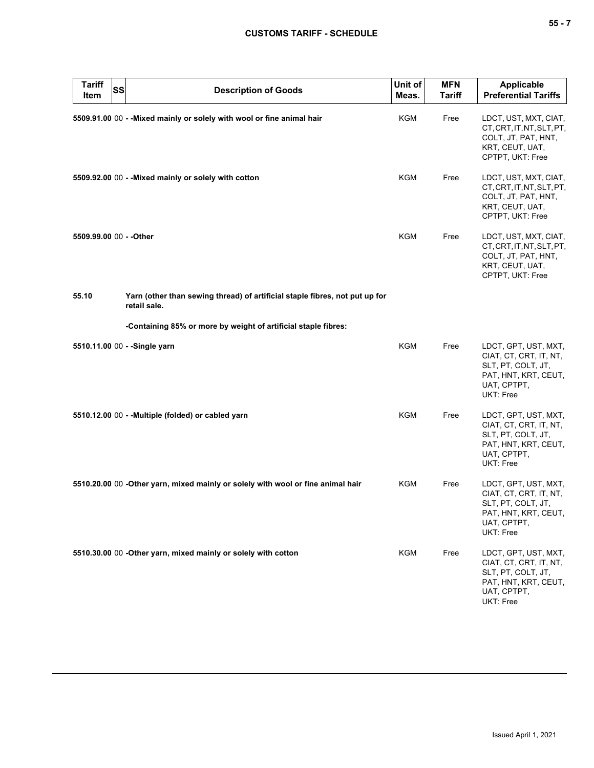| Tariff Item | SS | Description of Goods | Unit of Meas. | MFN Tariff | Applicable Preferential Tariffs |
|---|---|---|---|---|---|
| **5509.91.00** | 00 | **- -Mixed mainly or solely with wool or fine animal hair** | KGM | Free | LDCT, UST, MXT, CIAT, CT, CRT, IT, NT, SLT, PT, COLT, JT, PAT, HNT, KRT, CEUT, UAT, CPTPT, UKT: Free |
| **5509.92.00** | 00 | **- -Mixed mainly or solely with cotton** | KGM | Free | LDCT, UST, MXT, CIAT, CT, CRT, IT, NT, SLT, PT, COLT, JT, PAT, HNT, KRT, CEUT, UAT, CPTPT, UKT: Free |
| **5509.99.00** | 00 | **- -Other** | KGM | Free | LDCT, UST, MXT, CIAT, CT, CRT, IT, NT, SLT, PT, COLT, JT, PAT, HNT, KRT, CEUT, UAT, CPTPT, UKT: Free |
| **55.10** | | **Yarn (other than sewing thread) of artificial staple fibres, not put up for retail sale.** | | | |
| | | **-Containing 85% or more by weight of artificial staple fibres:** | | | |
| **5510.11.00** | 00 | **- -Single yarn** | KGM | Free | LDCT, GPT, UST, MXT, CIAT, CT, CRT, IT, NT, SLT, PT, COLT, JT, PAT, HNT, KRT, CEUT, UAT, CPTPT, UKT: Free |
| **5510.12.00** | 00 | **- -Multiple (folded) or cabled yarn** | KGM | Free | LDCT, GPT, UST, MXT, CIAT, CT, CRT, IT, NT, SLT, PT, COLT, JT, PAT, HNT, KRT, CEUT, UAT, CPTPT, UKT: Free |
| **5510.20.00** | 00 | **-Other yarn, mixed mainly or solely with wool or fine animal hair** | KGM | Free | LDCT, GPT, UST, MXT, CIAT, CT, CRT, IT, NT, SLT, PT, COLT, JT, PAT, HNT, KRT, CEUT, UAT, CPTPT, UKT: Free |
| **5510.30.00** | 00 | **-Other yarn, mixed mainly or solely with cotton** | KGM | Free | LDCT, GPT, UST, MXT, CIAT, CT, CRT, IT, NT, SLT, PT, COLT, JT, PAT, HNT, KRT, CEUT, UAT, CPTPT, UKT: Free |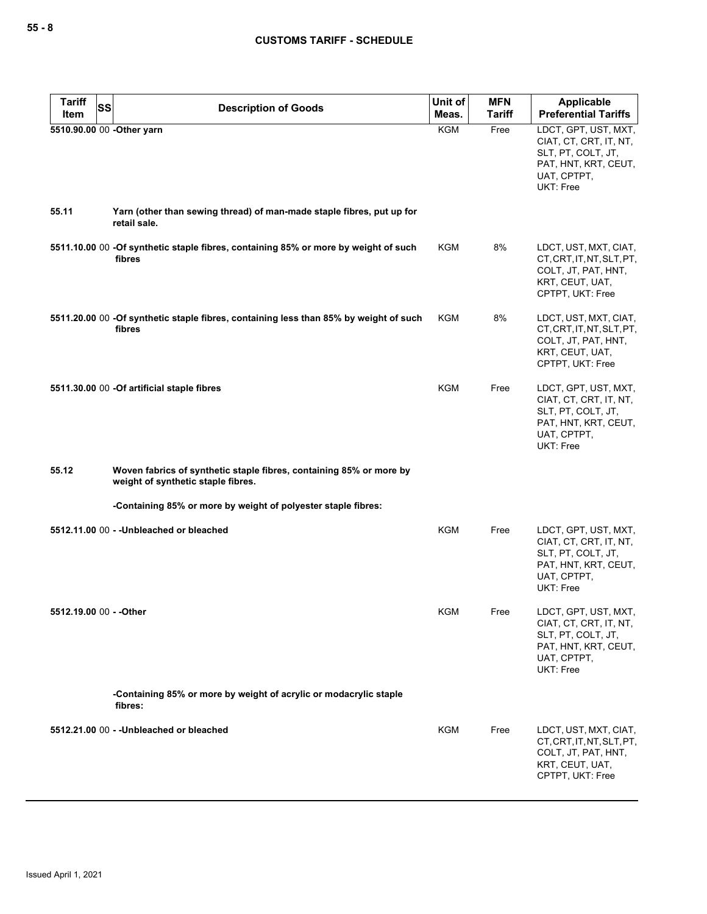| Tariff Item | SS | Description of Goods | Unit of Meas. | MFN Tariff | Applicable Preferential Tariffs |
|---|---|---|---|---|---|
| 5510.90.00 | 00 | -Other yarn | KGM | Free | LDCT, GPT, UST, MXT, CIAT, CT, CRT, IT, NT, SLT, PT, COLT, JT, PAT, HNT, KRT, CEUT, UAT, CPTPT, UKT: Free |
| 55.11 | | Yarn (other than sewing thread) of man-made staple fibres, put up for retail sale. | | | |
| 5511.10.00 | 00 | -Of synthetic staple fibres, containing 85% or more by weight of such fibres | KGM | 8% | LDCT, UST, MXT, CIAT, CT, CRT, IT, NT, SLT, PT, COLT, JT, PAT, HNT, KRT, CEUT, UAT, CPTPT, UKT: Free |
| 5511.20.00 | 00 | -Of synthetic staple fibres, containing less than 85% by weight of such fibres | KGM | 8% | LDCT, UST, MXT, CIAT, CT, CRT, IT, NT, SLT, PT, COLT, JT, PAT, HNT, KRT, CEUT, UAT, CPTPT, UKT: Free |
| 5511.30.00 | 00 | -Of artificial staple fibres | KGM | Free | LDCT, GPT, UST, MXT, CIAT, CT, CRT, IT, NT, SLT, PT, COLT, JT, PAT, HNT, KRT, CEUT, UAT, CPTPT, UKT: Free |
| 55.12 | | Woven fabrics of synthetic staple fibres, containing 85% or more by weight of synthetic staple fibres. | | | |
| | | -Containing 85% or more by weight of polyester staple fibres: | | | |
| 5512.11.00 | 00 | - -Unbleached or bleached | KGM | Free | LDCT, GPT, UST, MXT, CIAT, CT, CRT, IT, NT, SLT, PT, COLT, JT, PAT, HNT, KRT, CEUT, UAT, CPTPT, UKT: Free |
| 5512.19.00 | 00 | - -Other | KGM | Free | LDCT, GPT, UST, MXT, CIAT, CT, CRT, IT, NT, SLT, PT, COLT, JT, PAT, HNT, KRT, CEUT, UAT, CPTPT, UKT: Free |
| | | -Containing 85% or more by weight of acrylic or modacrylic staple fibres: | | | |
| 5512.21.00 | 00 | - -Unbleached or bleached | KGM | Free | LDCT, UST, MXT, CIAT, CT, CRT, IT, NT, SLT, PT, COLT, JT, PAT, HNT, KRT, CEUT, UAT, CPTPT, UKT: Free |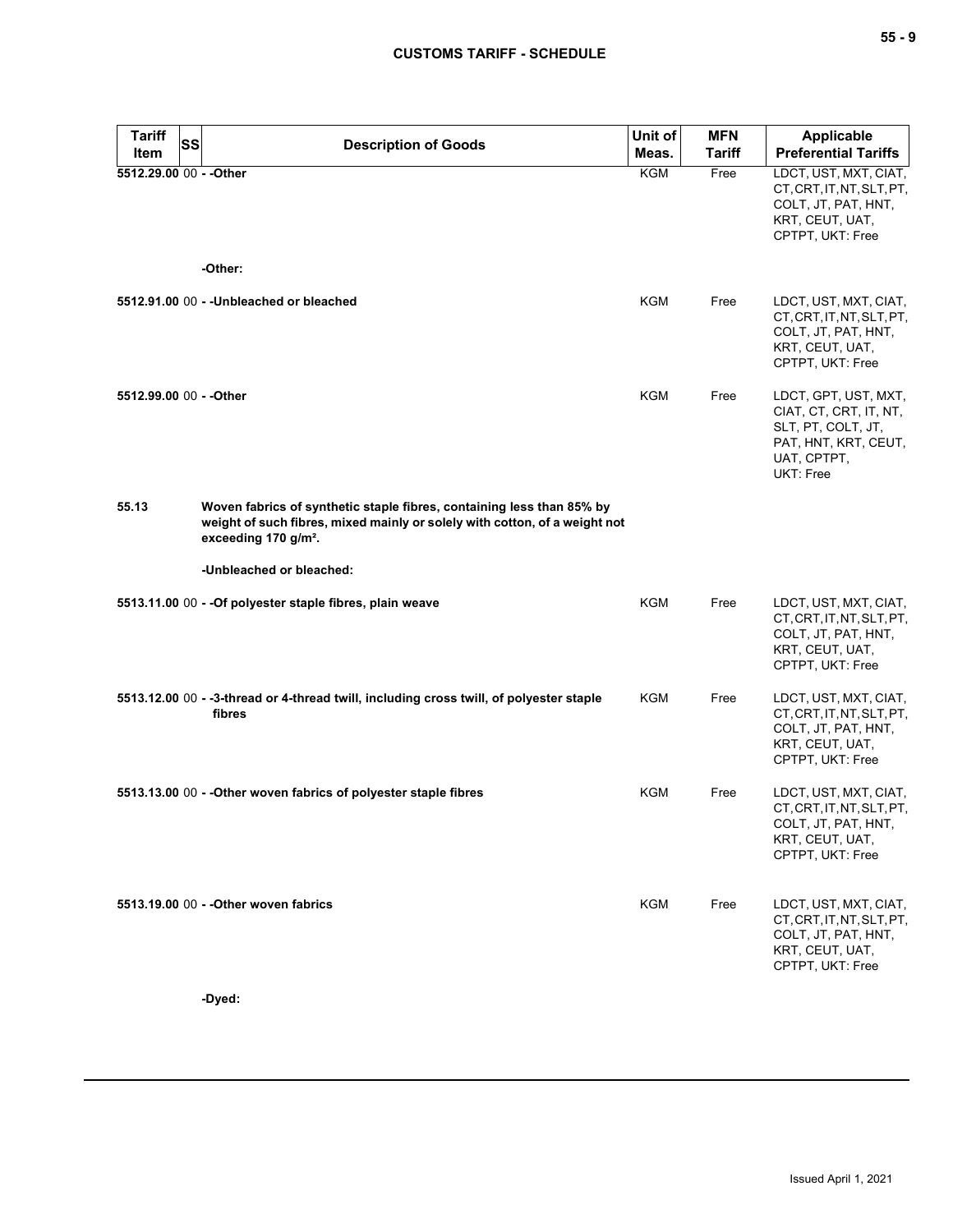| Tariff Item | SS | Description of Goods | Unit of Meas. | MFN Tariff | Applicable Preferential Tariffs |
|---|---|---|---|---|---|
| 5512.29.00 | 00 | - -Other | KGM | Free | LDCT, UST, MXT, CIAT, CT, CRT, IT, NT, SLT, PT, COLT, JT, PAT, HNT, KRT, CEUT, UAT, CPTPT, UKT: Free |
| | | -Other: | | | |
| 5512.91.00 | 00 | - -Unbleached or bleached | KGM | Free | LDCT, UST, MXT, CIAT, CT, CRT, IT, NT, SLT, PT, COLT, JT, PAT, HNT, KRT, CEUT, UAT, CPTPT, UKT: Free |
| 5512.99.00 | 00 | - -Other | KGM | Free | LDCT, GPT, UST, MXT, CIAT, CT, CRT, IT, NT, SLT, PT, COLT, JT, PAT, HNT, KRT, CEUT, UAT, CPTPT, UKT: Free |
| 55.13 | | Woven fabrics of synthetic staple fibres, containing less than 85% by weight of such fibres, mixed mainly or solely with cotton, of a weight not exceeding 170 g/m². | | | |
| | | -Unbleached or bleached: | | | |
| 5513.11.00 | 00 | - -Of polyester staple fibres, plain weave | KGM | Free | LDCT, UST, MXT, CIAT, CT, CRT, IT, NT, SLT, PT, COLT, JT, PAT, HNT, KRT, CEUT, UAT, CPTPT, UKT: Free |
| 5513.12.00 | 00 | - -3-thread or 4-thread twill, including cross twill, of polyester staple fibres | KGM | Free | LDCT, UST, MXT, CIAT, CT, CRT, IT, NT, SLT, PT, COLT, JT, PAT, HNT, KRT, CEUT, UAT, CPTPT, UKT: Free |
| 5513.13.00 | 00 | - -Other woven fabrics of polyester staple fibres | KGM | Free | LDCT, UST, MXT, CIAT, CT, CRT, IT, NT, SLT, PT, COLT, JT, PAT, HNT, KRT, CEUT, UAT, CPTPT, UKT: Free |
| 5513.19.00 | 00 | - -Other woven fabrics | KGM | Free | LDCT, UST, MXT, CIAT, CT, CRT, IT, NT, SLT, PT, COLT, JT, PAT, HNT, KRT, CEUT, UAT, CPTPT, UKT: Free |
| | | -Dyed: | | | |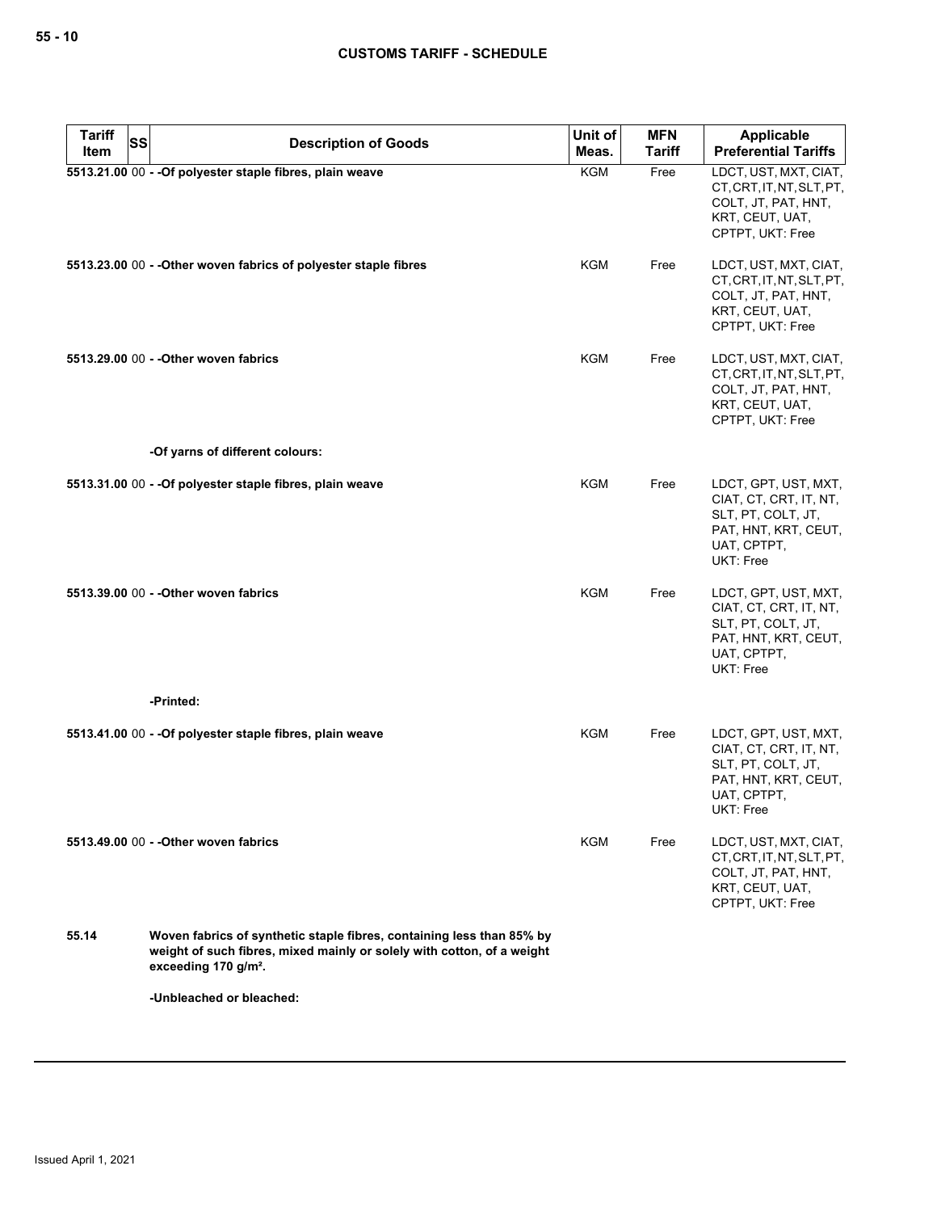| Tariff Item | SS | Description of Goods | Unit of Meas. | MFN Tariff | Applicable Preferential Tariffs |
|---|---|---|---|---|---|
| 5513.21.00 | 00 | - -Of polyester staple fibres, plain weave | KGM | Free | LDCT, UST, MXT, CIAT, CT, CRT, IT, NT, SLT, PT, COLT, JT, PAT, HNT, KRT, CEUT, UAT, CPTPT, UKT: Free |
| 5513.23.00 | 00 | - -Other woven fabrics of polyester staple fibres | KGM | Free | LDCT, UST, MXT, CIAT, CT, CRT, IT, NT, SLT, PT, COLT, JT, PAT, HNT, KRT, CEUT, UAT, CPTPT, UKT: Free |
| 5513.29.00 | 00 | - -Other woven fabrics | KGM | Free | LDCT, UST, MXT, CIAT, CT, CRT, IT, NT, SLT, PT, COLT, JT, PAT, HNT, KRT, CEUT, UAT, CPTPT, UKT: Free |
| | | -Of yarns of different colours: | | | |
| 5513.31.00 | 00 | - -Of polyester staple fibres, plain weave | KGM | Free | LDCT, GPT, UST, MXT, CIAT, CT, CRT, IT, NT, SLT, PT, COLT, JT, PAT, HNT, KRT, CEUT, UAT, CPTPT, UKT: Free |
| 5513.39.00 | 00 | - -Other woven fabrics | KGM | Free | LDCT, GPT, UST, MXT, CIAT, CT, CRT, IT, NT, SLT, PT, COLT, JT, PAT, HNT, KRT, CEUT, UAT, CPTPT, UKT: Free |
| | | -Printed: | | | |
| 5513.41.00 | 00 | - -Of polyester staple fibres, plain weave | KGM | Free | LDCT, GPT, UST, MXT, CIAT, CT, CRT, IT, NT, SLT, PT, COLT, JT, PAT, HNT, KRT, CEUT, UAT, CPTPT, UKT: Free |
| 5513.49.00 | 00 | - -Other woven fabrics | KGM | Free | LDCT, UST, MXT, CIAT, CT, CRT, IT, NT, SLT, PT, COLT, JT, PAT, HNT, KRT, CEUT, UAT, CPTPT, UKT: Free |
| 55.14 | | **Woven fabrics of synthetic staple fibres, containing less than 85% by weight of such fibres, mixed mainly or solely with cotton, of a weight exceeding 170 g/m².** | | | |
| | | -Unbleached or bleached: | | | |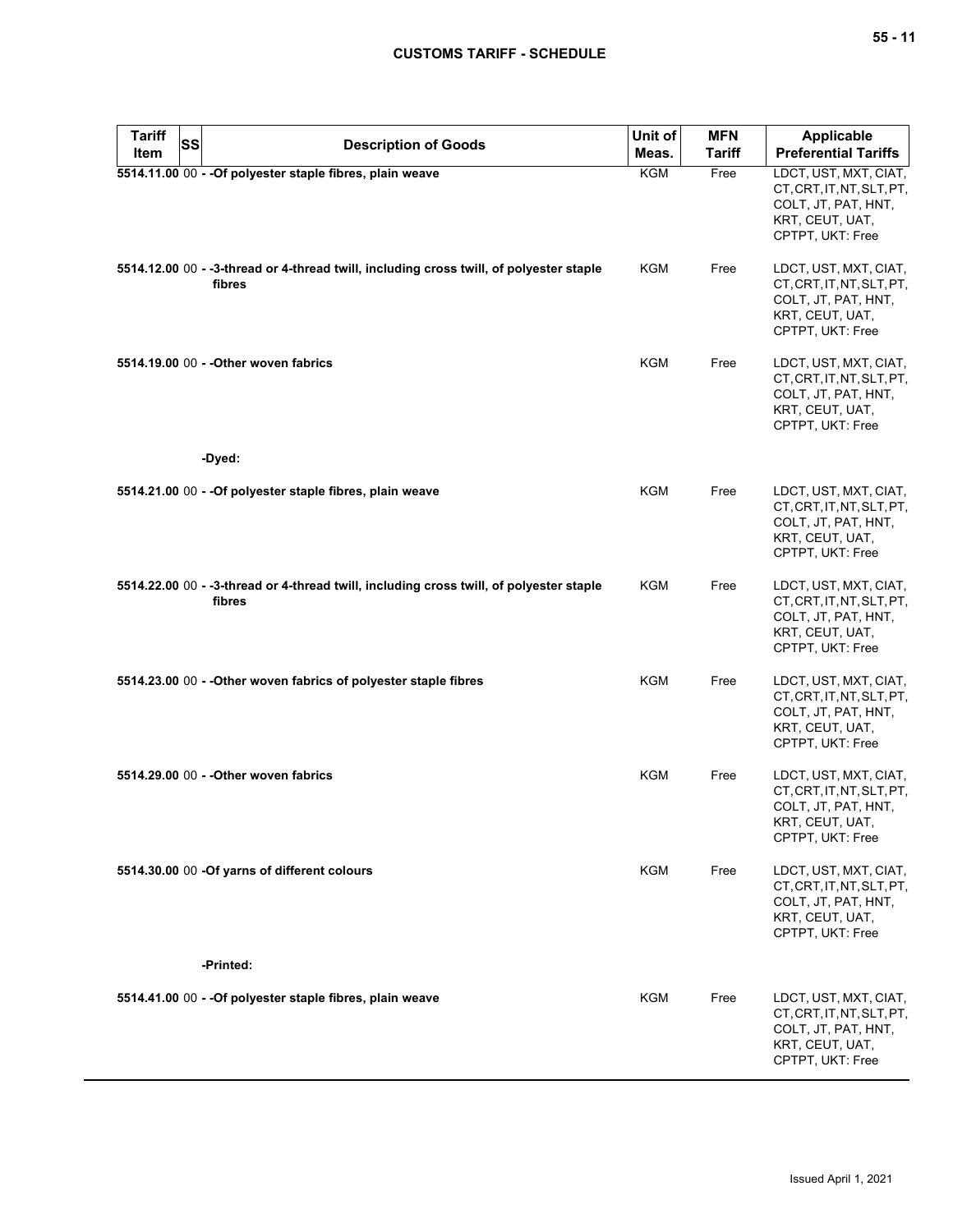| Tariff Item | SS | Description of Goods | Unit of Meas. | MFN Tariff | Applicable Preferential Tariffs |
|---|---|---|---|---|---|
| 5514.11.00 | 00 | - -Of polyester staple fibres, plain weave | KGM | Free | LDCT, UST, MXT, CIAT, CT, CRT, IT, NT, SLT, PT, COLT, JT, PAT, HNT, KRT, CEUT, UAT, CPTPT, UKT: Free |
| 5514.12.00 | 00 | - -3-thread or 4-thread twill, including cross twill, of polyester staple fibres | KGM | Free | LDCT, UST, MXT, CIAT, CT, CRT, IT, NT, SLT, PT, COLT, JT, PAT, HNT, KRT, CEUT, UAT, CPTPT, UKT: Free |
| 5514.19.00 | 00 | - -Other woven fabrics | KGM | Free | LDCT, UST, MXT, CIAT, CT, CRT, IT, NT, SLT, PT, COLT, JT, PAT, HNT, KRT, CEUT, UAT, CPTPT, UKT: Free |
| | | -Dyed: | | | |
| 5514.21.00 | 00 | - -Of polyester staple fibres, plain weave | KGM | Free | LDCT, UST, MXT, CIAT, CT, CRT, IT, NT, SLT, PT, COLT, JT, PAT, HNT, KRT, CEUT, UAT, CPTPT, UKT: Free |
| 5514.22.00 | 00 | - -3-thread or 4-thread twill, including cross twill, of polyester staple fibres | KGM | Free | LDCT, UST, MXT, CIAT, CT, CRT, IT, NT, SLT, PT, COLT, JT, PAT, HNT, KRT, CEUT, UAT, CPTPT, UKT: Free |
| 5514.23.00 | 00 | - -Other woven fabrics of polyester staple fibres | KGM | Free | LDCT, UST, MXT, CIAT, CT, CRT, IT, NT, SLT, PT, COLT, JT, PAT, HNT, KRT, CEUT, UAT, CPTPT, UKT: Free |
| 5514.29.00 | 00 | - -Other woven fabrics | KGM | Free | LDCT, UST, MXT, CIAT, CT, CRT, IT, NT, SLT, PT, COLT, JT, PAT, HNT, KRT, CEUT, UAT, CPTPT, UKT: Free |
| 5514.30.00 | 00 | -Of yarns of different colours | KGM | Free | LDCT, UST, MXT, CIAT, CT, CRT, IT, NT, SLT, PT, COLT, JT, PAT, HNT, KRT, CEUT, UAT, CPTPT, UKT: Free |
| | | -Printed: | | | |
| 5514.41.00 | 00 | - -Of polyester staple fibres, plain weave | KGM | Free | LDCT, UST, MXT, CIAT, CT, CRT, IT, NT, SLT, PT, COLT, JT, PAT, HNT, KRT, CEUT, UAT, CPTPT, UKT: Free |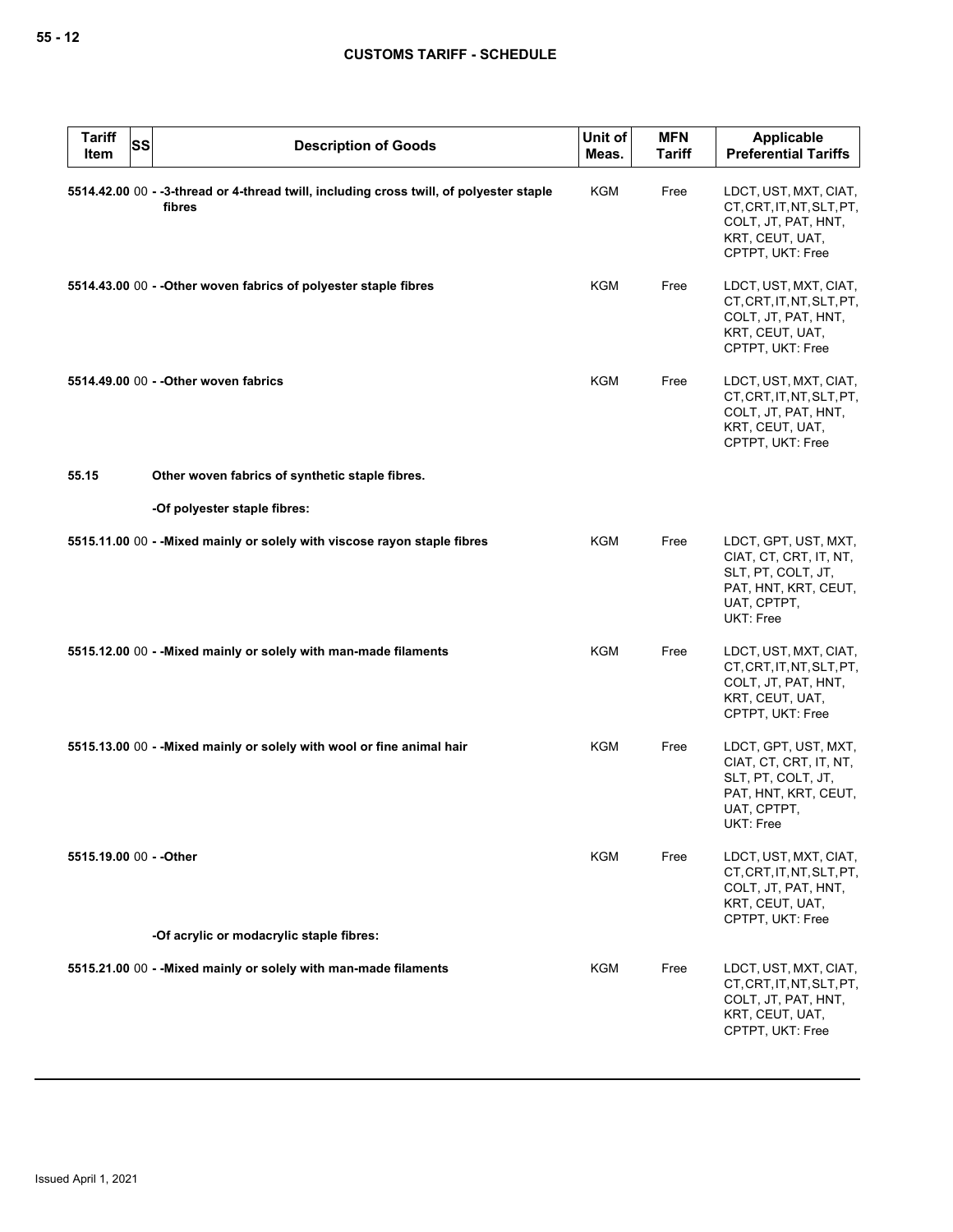| Tariff Item | SS | Description of Goods | Unit of Meas. | MFN Tariff | Applicable Preferential Tariffs |
|---|---|---|---|---|---|
| 5514.42.00 | 00 | - -3-thread or 4-thread twill, including cross twill, of polyester staple fibres | KGM | Free | LDCT, UST, MXT, CIAT, CT, CRT, IT, NT, SLT, PT, COLT, JT, PAT, HNT, KRT, CEUT, UAT, CPTPT, UKT: Free |
| 5514.43.00 | 00 | - -Other woven fabrics of polyester staple fibres | KGM | Free | LDCT, UST, MXT, CIAT, CT, CRT, IT, NT, SLT, PT, COLT, JT, PAT, HNT, KRT, CEUT, UAT, CPTPT, UKT: Free |
| 5514.49.00 | 00 | - -Other woven fabrics | KGM | Free | LDCT, UST, MXT, CIAT, CT, CRT, IT, NT, SLT, PT, COLT, JT, PAT, HNT, KRT, CEUT, UAT, CPTPT, UKT: Free |
| 55.15 | | Other woven fabrics of synthetic staple fibres. | | | |
| | | -Of polyester staple fibres: | | | |
| 5515.11.00 | 00 | - -Mixed mainly or solely with viscose rayon staple fibres | KGM | Free | LDCT, GPT, UST, MXT, CIAT, CT, CRT, IT, NT, SLT, PT, COLT, JT, PAT, HNT, KRT, CEUT, UAT, CPTPT, UKT: Free |
| 5515.12.00 | 00 | - -Mixed mainly or solely with man-made filaments | KGM | Free | LDCT, UST, MXT, CIAT, CT, CRT, IT, NT, SLT, PT, COLT, JT, PAT, HNT, KRT, CEUT, UAT, CPTPT, UKT: Free |
| 5515.13.00 | 00 | - -Mixed mainly or solely with wool or fine animal hair | KGM | Free | LDCT, GPT, UST, MXT, CIAT, CT, CRT, IT, NT, SLT, PT, COLT, JT, PAT, HNT, KRT, CEUT, UAT, CPTPT, UKT: Free |
| 5515.19.00 | 00 | - -Other | KGM | Free | LDCT, UST, MXT, CIAT, CT, CRT, IT, NT, SLT, PT, COLT, JT, PAT, HNT, KRT, CEUT, UAT, CPTPT, UKT: Free |
| | | -Of acrylic or modacrylic staple fibres: | | | |
| 5515.21.00 | 00 | - -Mixed mainly or solely with man-made filaments | KGM | Free | LDCT, UST, MXT, CIAT, CT, CRT, IT, NT, SLT, PT, COLT, JT, PAT, HNT, KRT, CEUT, UAT, CPTPT, UKT: Free |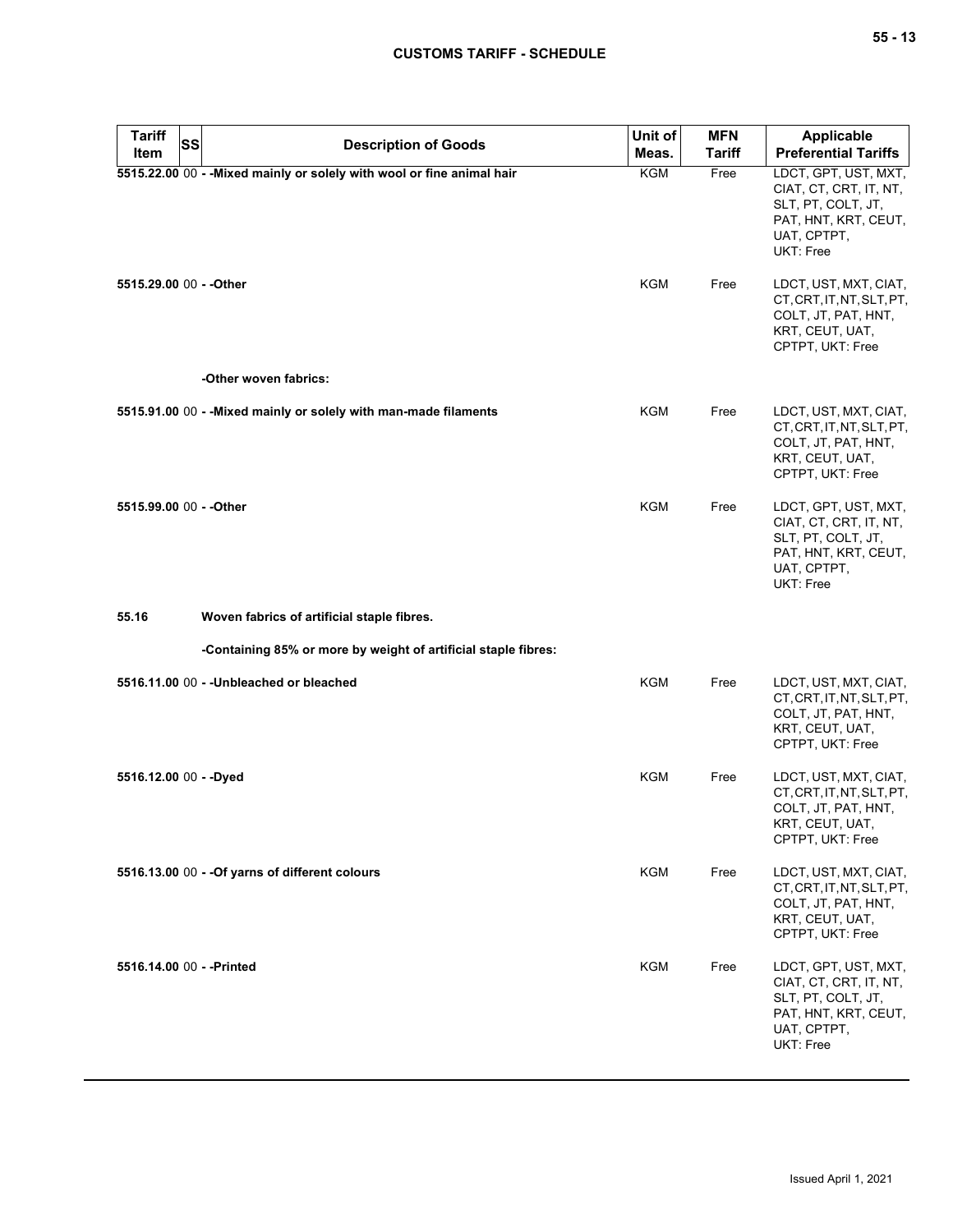| Tariff Item | SS | Description of Goods | Unit of Meas. | MFN Tariff | Applicable Preferential Tariffs |
|---|---|---|---|---|---|
| **5515.22.00** | 00 | **- -Mixed mainly or solely with wool or fine animal hair** | KGM | Free | LDCT, GPT, UST, MXT, CIAT, CT, CRT, IT, NT, SLT, PT, COLT, JT, PAT, HNT, KRT, CEUT, UAT, CPTPT, UKT: Free |
| **5515.29.00** | 00 | **- -Other** | KGM | Free | LDCT, UST, MXT, CIAT, CT, CRT, IT, NT, SLT, PT, COLT, JT, PAT, HNT, KRT, CEUT, UAT, CPTPT, UKT: Free |
| | | **-Other woven fabrics:** | | | |
| **5515.91.00** | 00 | **- -Mixed mainly or solely with man-made filaments** | KGM | Free | LDCT, UST, MXT, CIAT, CT, CRT, IT, NT, SLT, PT, COLT, JT, PAT, HNT, KRT, CEUT, UAT, CPTPT, UKT: Free |
| **5515.99.00** | 00 | **- -Other** | KGM | Free | LDCT, GPT, UST, MXT, CIAT, CT, CRT, IT, NT, SLT, PT, COLT, JT, PAT, HNT, KRT, CEUT, UAT, CPTPT, UKT: Free |
| **55.16** | | **Woven fabrics of artificial staple fibres.** | | | |
| | | **-Containing 85% or more by weight of artificial staple fibres:** | | | |
| **5516.11.00** | 00 | **- -Unbleached or bleached** | KGM | Free | LDCT, UST, MXT, CIAT, CT, CRT, IT, NT, SLT, PT, COLT, JT, PAT, HNT, KRT, CEUT, UAT, CPTPT, UKT: Free |
| **5516.12.00** | 00 | **- -Dyed** | KGM | Free | LDCT, UST, MXT, CIAT, CT, CRT, IT, NT, SLT, PT, COLT, JT, PAT, HNT, KRT, CEUT, UAT, CPTPT, UKT: Free |
| **5516.13.00** | 00 | **- -Of yarns of different colours** | KGM | Free | LDCT, UST, MXT, CIAT, CT, CRT, IT, NT, SLT, PT, COLT, JT, PAT, HNT, KRT, CEUT, UAT, CPTPT, UKT: Free |
| **5516.14.00** | 00 | **- -Printed** | KGM | Free | LDCT, GPT, UST, MXT, CIAT, CT, CRT, IT, NT, SLT, PT, COLT, JT, PAT, HNT, KRT, CEUT, UAT, CPTPT, UKT: Free |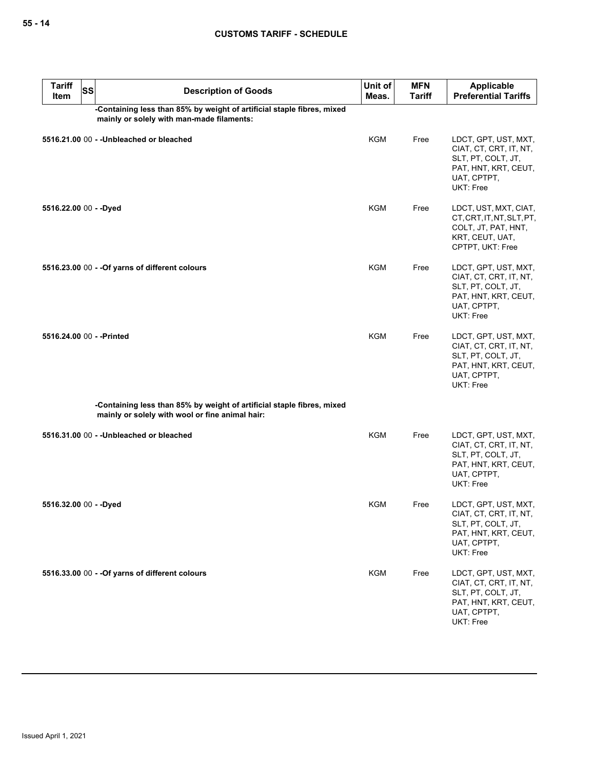| Tariff Item | SS | Description of Goods | Unit of Meas. | MFN Tariff | Applicable Preferential Tariffs |
|---|---|---|---|---|---|
| | | -Containing less than 85% by weight of artificial staple fibres, mixed mainly or solely with man-made filaments: | | | |
| 5516.21.00 | 00 | - -Unbleached or bleached | KGM | Free | LDCT, GPT, UST, MXT, CIAT, CT, CRT, IT, NT, SLT, PT, COLT, JT, PAT, HNT, KRT, CEUT, UAT, CPTPT, UKT: Free |
| 5516.22.00 | 00 | - -Dyed | KGM | Free | LDCT, UST, MXT, CIAT, CT, CRT, IT, NT, SLT, PT, COLT, JT, PAT, HNT, KRT, CEUT, UAT, CPTPT, UKT: Free |
| 5516.23.00 | 00 | - -Of yarns of different colours | KGM | Free | LDCT, GPT, UST, MXT, CIAT, CT, CRT, IT, NT, SLT, PT, COLT, JT, PAT, HNT, KRT, CEUT, UAT, CPTPT, UKT: Free |
| 5516.24.00 | 00 | - -Printed | KGM | Free | LDCT, GPT, UST, MXT, CIAT, CT, CRT, IT, NT, SLT, PT, COLT, JT, PAT, HNT, KRT, CEUT, UAT, CPTPT, UKT: Free |
| | | -Containing less than 85% by weight of artificial staple fibres, mixed mainly or solely with wool or fine animal hair: | | | |
| 5516.31.00 | 00 | - -Unbleached or bleached | KGM | Free | LDCT, GPT, UST, MXT, CIAT, CT, CRT, IT, NT, SLT, PT, COLT, JT, PAT, HNT, KRT, CEUT, UAT, CPTPT, UKT: Free |
| 5516.32.00 | 00 | - -Dyed | KGM | Free | LDCT, GPT, UST, MXT, CIAT, CT, CRT, IT, NT, SLT, PT, COLT, JT, PAT, HNT, KRT, CEUT, UAT, CPTPT, UKT: Free |
| 5516.33.00 | 00 | - -Of yarns of different colours | KGM | Free | LDCT, GPT, UST, MXT, CIAT, CT, CRT, IT, NT, SLT, PT, COLT, JT, PAT, HNT, KRT, CEUT, UAT, CPTPT, UKT: Free |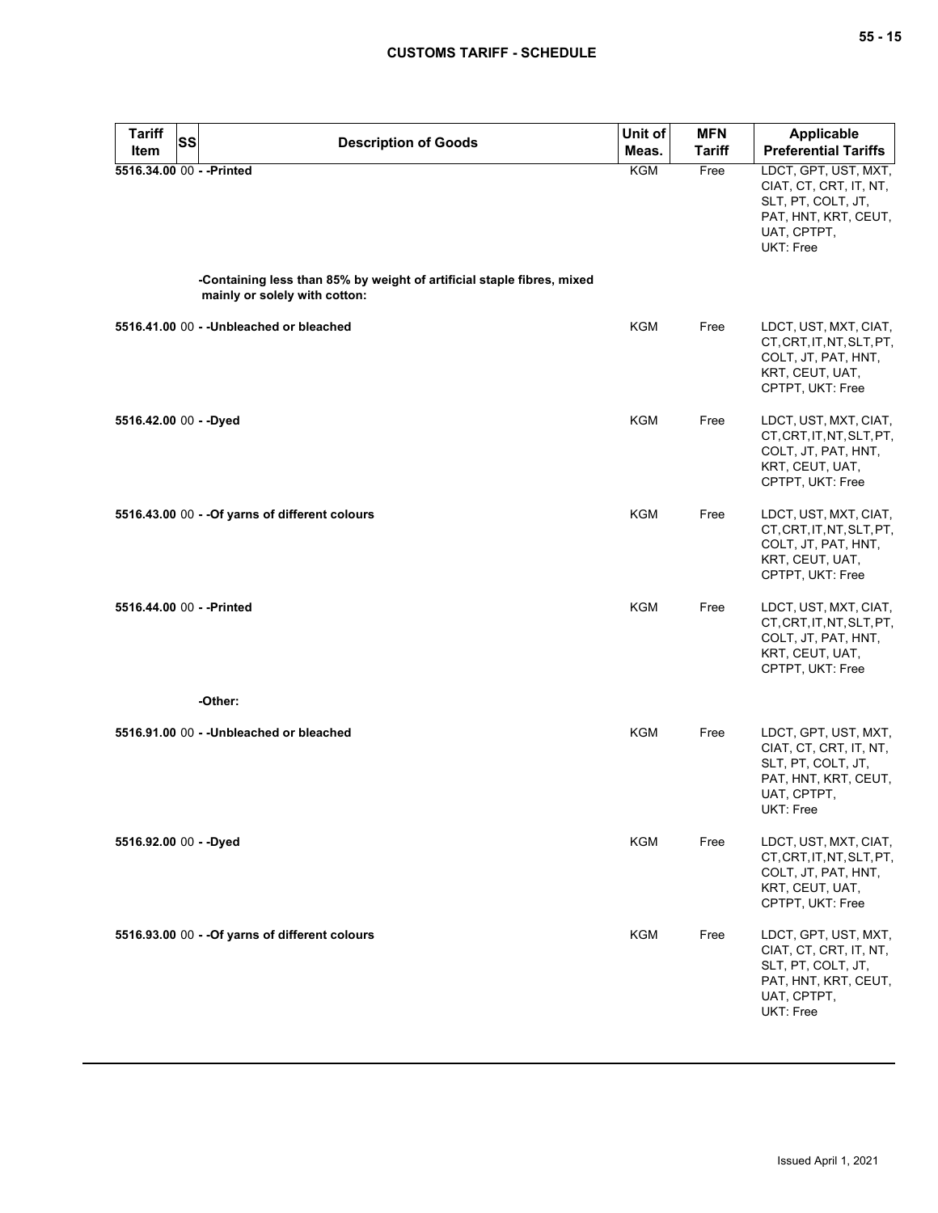| Tariff Item | SS | Description of Goods | Unit of Meas. | MFN Tariff | Applicable Preferential Tariffs |
|---|---|---|---|---|---|
| 5516.34.00 | 00 | - -Printed | KGM | Free | LDCT, GPT, UST, MXT, CIAT, CT, CRT, IT, NT, SLT, PT, COLT, JT, PAT, HNT, KRT, CEUT, UAT, CPTPT, UKT: Free |
| | | -Containing less than 85% by weight of artificial staple fibres, mixed mainly or solely with cotton: | | | |
| 5516.41.00 | 00 | - -Unbleached or bleached | KGM | Free | LDCT, UST, MXT, CIAT, CT, CRT, IT, NT, SLT, PT, COLT, JT, PAT, HNT, KRT, CEUT, UAT, CPTPT, UKT: Free |
| 5516.42.00 | 00 | - -Dyed | KGM | Free | LDCT, UST, MXT, CIAT, CT, CRT, IT, NT, SLT, PT, COLT, JT, PAT, HNT, KRT, CEUT, UAT, CPTPT, UKT: Free |
| 5516.43.00 | 00 | - -Of yarns of different colours | KGM | Free | LDCT, UST, MXT, CIAT, CT, CRT, IT, NT, SLT, PT, COLT, JT, PAT, HNT, KRT, CEUT, UAT, CPTPT, UKT: Free |
| 5516.44.00 | 00 | - -Printed | KGM | Free | LDCT, UST, MXT, CIAT, CT, CRT, IT, NT, SLT, PT, COLT, JT, PAT, HNT, KRT, CEUT, UAT, CPTPT, UKT: Free |
| | | -Other: | | | |
| 5516.91.00 | 00 | - -Unbleached or bleached | KGM | Free | LDCT, GPT, UST, MXT, CIAT, CT, CRT, IT, NT, SLT, PT, COLT, JT, PAT, HNT, KRT, CEUT, UAT, CPTPT, UKT: Free |
| 5516.92.00 | 00 | - -Dyed | KGM | Free | LDCT, UST, MXT, CIAT, CT, CRT, IT, NT, SLT, PT, COLT, JT, PAT, HNT, KRT, CEUT, UAT, CPTPT, UKT: Free |
| 5516.93.00 | 00 | - -Of yarns of different colours | KGM | Free | LDCT, GPT, UST, MXT, CIAT, CT, CRT, IT, NT, SLT, PT, COLT, JT, PAT, HNT, KRT, CEUT, UAT, CPTPT, UKT: Free |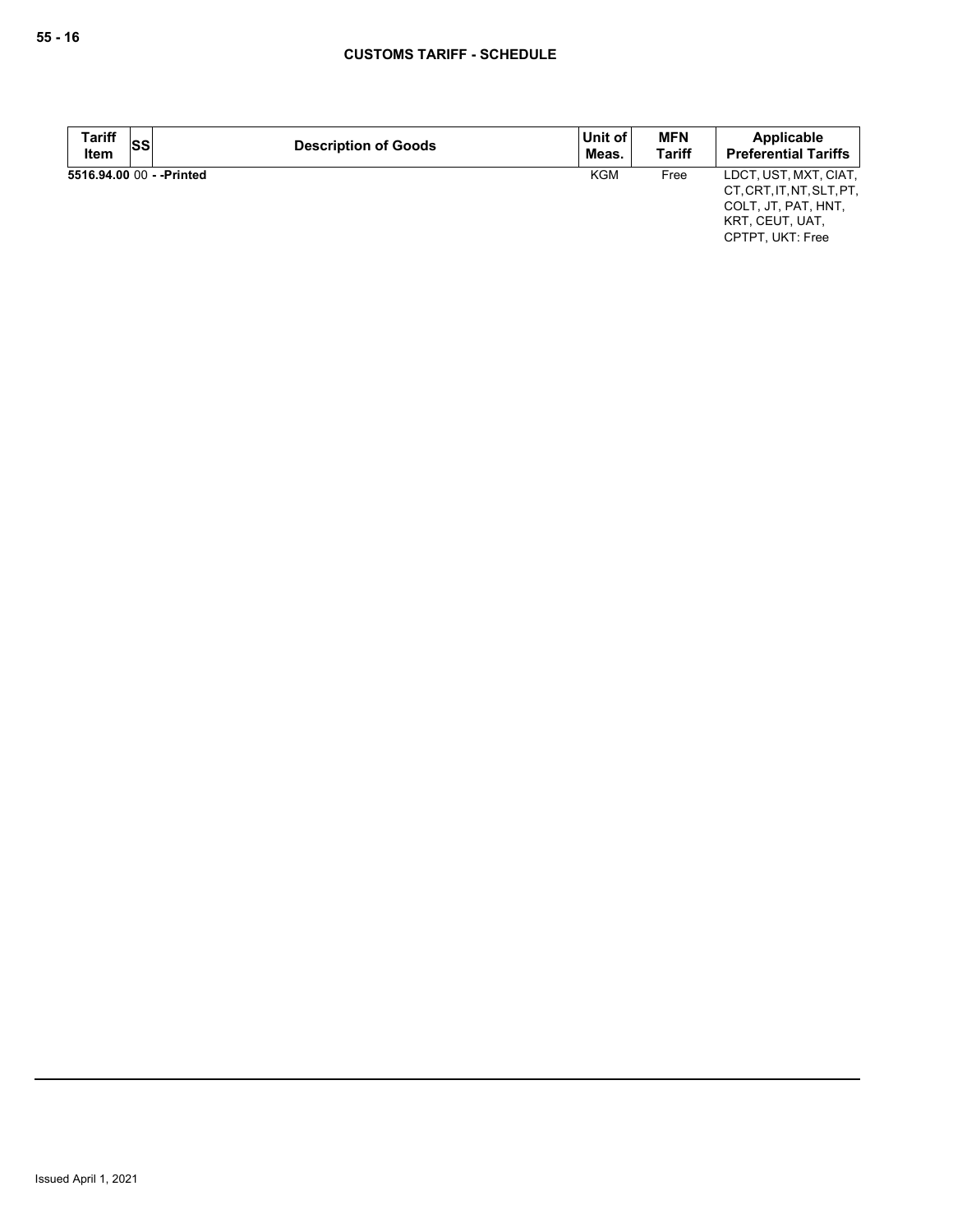| Tariff Item | SS | Description of Goods | Unit of Meas. | MFN Tariff | Applicable Preferential Tariffs |
|---|---|---|---|---|---|
| 5516.94.00 | 00 | - -Printed | KGM | Free | LDCT, UST, MXT, CIAT, CT, CRT, IT, NT, SLT, PT, COLT, JT, PAT, HNT, KRT, CEUT, UAT, CPTPT, UKT: Free |

Issued April 1, 2021